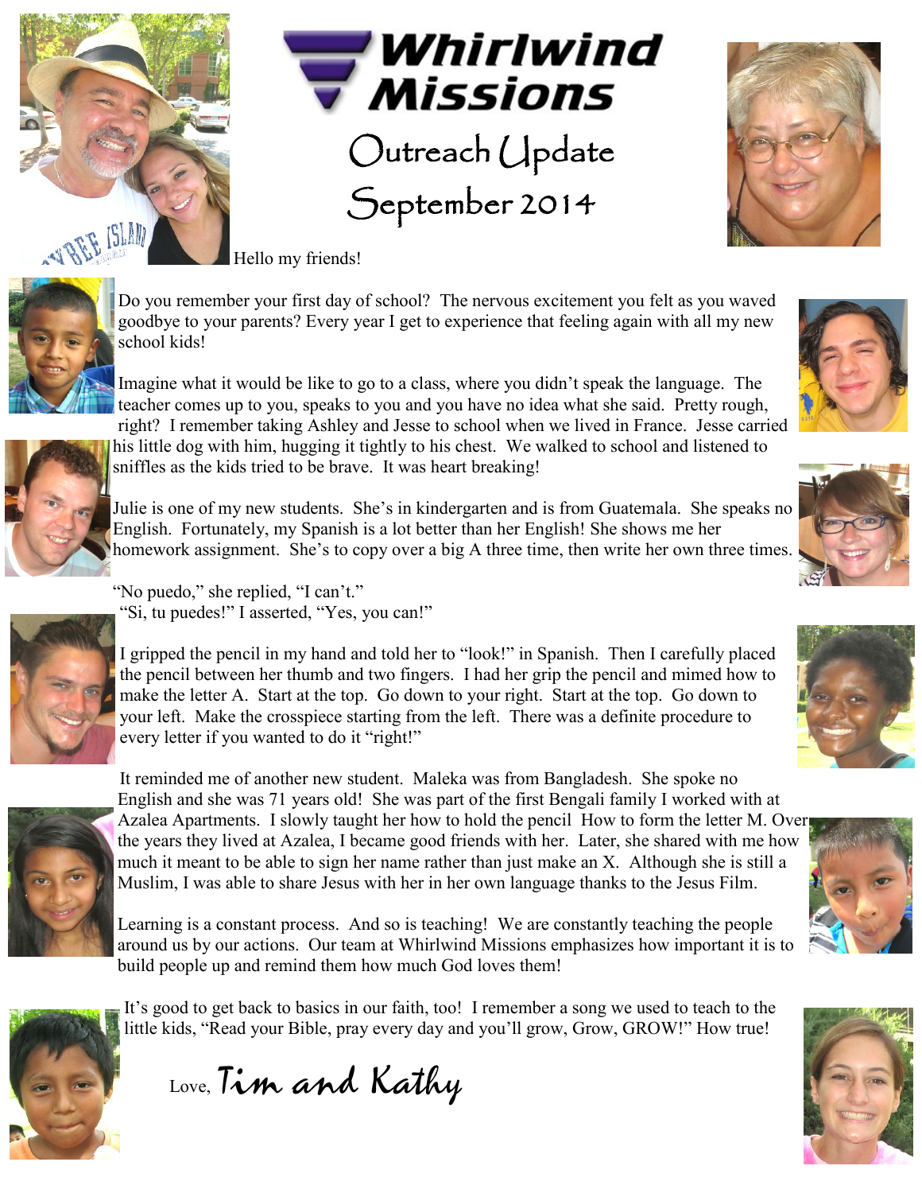# Whirlwind Missions

## Outreach Update

## September 2014

Hello my friends!

Do you remember your first day of school? The nervous excitement you felt as you waved goodbye to your parents? Every year I get to experience that feeling again with all my new school kids!

Imagine what it would be like to go to a class, where you didn't speak the language. The teacher comes up to you, speaks to you and you have no idea what she said. Pretty rough, right? I remember taking Ashley and Jesse to school when we lived in France. Jesse carried his little dog with him, hugging it tightly to his chest. We walked to school and listened to sniffles as the kids tried to be brave. It was heart breaking!

Julie is one of my new students. She's in kindergarten and is from Guatemala. She speaks no English. Fortunately, my Spanish is a lot better than her English! She shows me her homework assignment. She's to copy over a big A three time, then write her own three times.

"No puedo," she replied, "I can't."
"Si, tu puedes!" I asserted, "Yes, you can!"

I gripped the pencil in my hand and told her to "look!" in Spanish. Then I carefully placed the pencil between her thumb and two fingers. I had her grip the pencil and mimed how to make the letter A. Start at the top. Go down to your right. Start at the top. Go down to your left. Make the crosspiece starting from the left. There was a definite procedure to every letter if you wanted to do it "right!"

It reminded me of another new student. Maleka was from Bangladesh. She spoke no English and she was 71 years old! She was part of the first Bengali family I worked with at Azalea Apartments. I slowly taught her how to hold the pencil How to form the letter M. Over the years they lived at Azalea, I became good friends with her. Later, she shared with me how much it meant to be able to sign her name rather than just make an X. Although she is still a Muslim, I was able to share Jesus with her in her own language thanks to the Jesus Film.

Learning is a constant process. And so is teaching! We are constantly teaching the people around us by our actions. Our team at Whirlwind Missions emphasizes how important it is to build people up and remind them how much God loves them!

It's good to get back to basics in our faith, too! I remember a song we used to teach to the little kids, "Read your Bible, pray every day and you'll grow, Grow, GROW!" How true!

Love, *Tim and Kathy*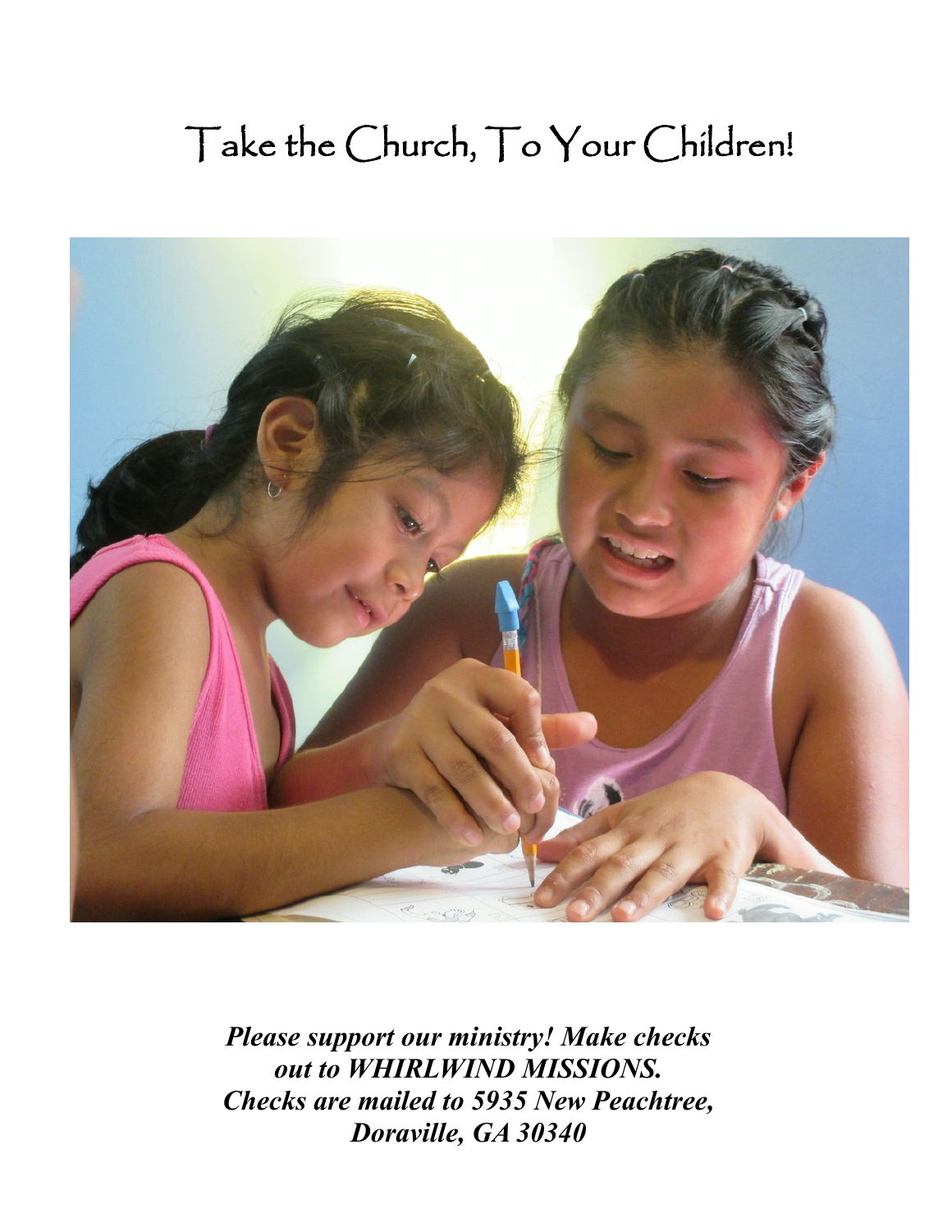# Take the Church, To Your Children!

***Please support our ministry! Make checks out to WHIRLWIND MISSIONS. Checks are mailed to 5935 New Peachtree, Doraville, GA 30340***